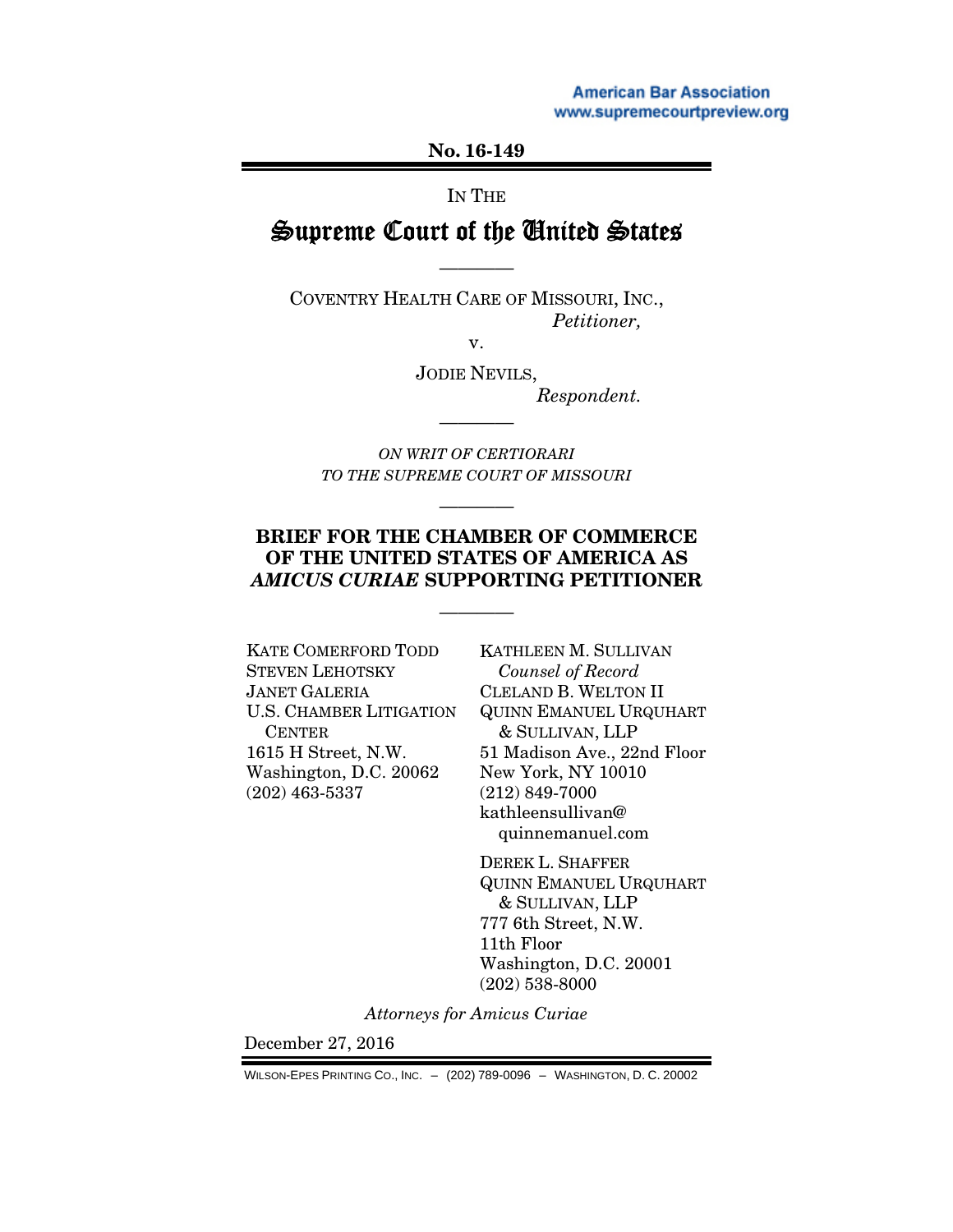American Bar Association
www.supremecourtpreview.org

**No. 16-149**

IN THE

# Supreme Court of the United States

---

COVENTRY HEALTH CARE OF MISSOURI, INC.,
*Petitioner,*

v.

JODIE NEVILS,
*Respondent.*

---

*ON WRIT OF CERTIORARI*
*TO THE SUPREME COURT OF MISSOURI*

---

## BRIEF FOR THE CHAMBER OF COMMERCE OF THE UNITED STATES OF AMERICA AS *AMICUS CURIAE* SUPPORTING PETITIONER

---

KATE COMERFORD TODD
STEVEN LEHOTSKY
JANET GALERIA
U.S. CHAMBER LITIGATION CENTER
1615 H Street, N.W.
Washington, D.C. 20062
(202) 463-5337

KATHLEEN M. SULLIVAN
*Counsel of Record*
CLELAND B. WELTON II
QUINN EMANUEL URQUHART & SULLIVAN, LLP
51 Madison Ave., 22nd Floor
New York, NY 10010
(212) 849-7000
kathleensullivan@quinnemanuel.com

DEREK L. SHAFFER
QUINN EMANUEL URQUHART & SULLIVAN, LLP
777 6th Street, N.W.
11th Floor
Washington, D.C. 20001
(202) 538-8000

*Attorneys for Amicus Curiae*

December 27, 2016

WILSON-EPES PRINTING CO., INC. – (202) 789-0096 – WASHINGTON, D. C. 20002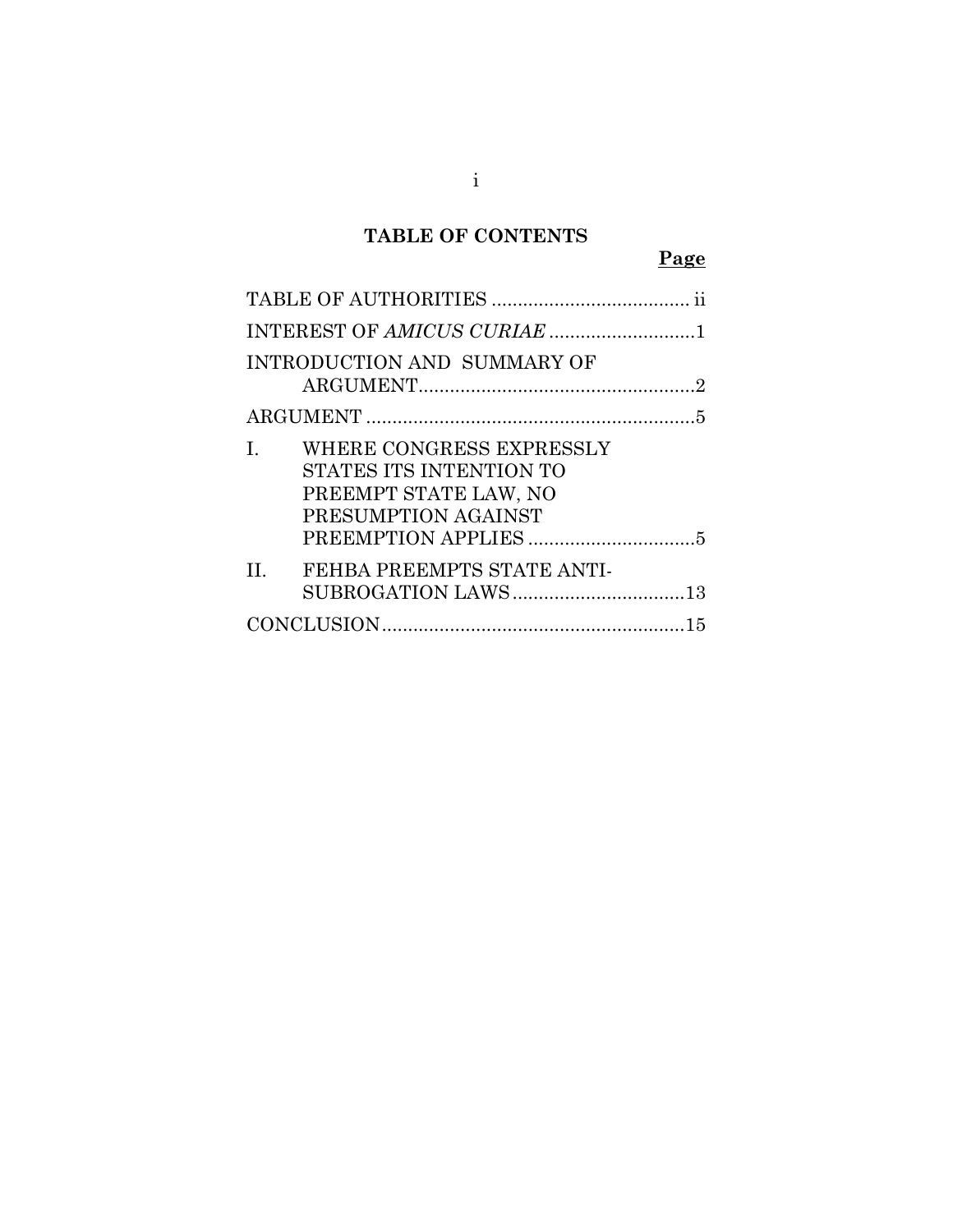# TABLE OF CONTENTS

| | Page |
|---|---|
| TABLE OF AUTHORITIES | ii |
| INTEREST OF *AMICUS CURIAE* | 1 |
| INTRODUCTION AND SUMMARY OF ARGUMENT | 2 |
| ARGUMENT | 5 |
| I. WHERE CONGRESS EXPRESSLY STATES ITS INTENTION TO PREEMPT STATE LAW, NO PRESUMPTION AGAINST PREEMPTION APPLIES | 5 |
| II. FEHBA PREEMPTS STATE ANTI-SUBROGATION LAWS | 13 |
| CONCLUSION | 15 |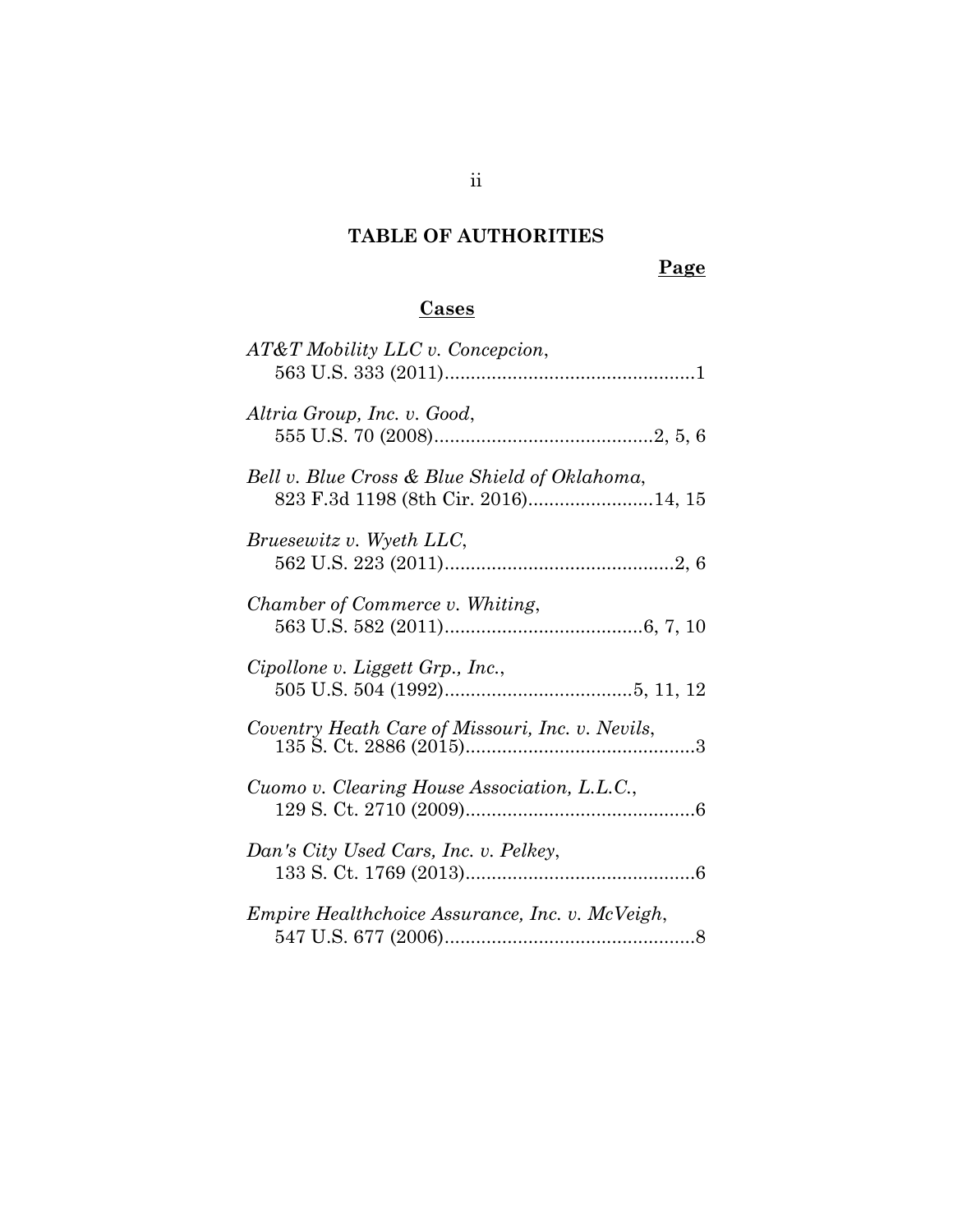# TABLE OF AUTHORITIES

**Page**

## Cases

*AT&T Mobility LLC v. Concepcion*,
563 U.S. 333 (2011)................................................1

*Altria Group, Inc. v. Good*,
555 U.S. 70 (2008)..........................................2, 5, 6

*Bell v. Blue Cross & Blue Shield of Oklahoma*,
823 F.3d 1198 (8th Cir. 2016)........................14, 15

*Bruesewitz v. Wyeth LLC*,
562 U.S. 223 (2011)............................................2, 6

*Chamber of Commerce v. Whiting*,
563 U.S. 582 (2011)......................................6, 7, 10

*Cipollone v. Liggett Grp., Inc.*,
505 U.S. 504 (1992)....................................5, 11, 12

*Coventry Heath Care of Missouri, Inc. v. Nevils*,
135 S. Ct. 2886 (2015)............................................3

*Cuomo v. Clearing House Association, L.L.C.*,
129 S. Ct. 2710 (2009)............................................6

*Dan's City Used Cars, Inc. v. Pelkey*,
133 S. Ct. 1769 (2013)............................................6

*Empire Healthchoice Assurance, Inc. v. McVeigh*,
547 U.S. 677 (2006)................................................8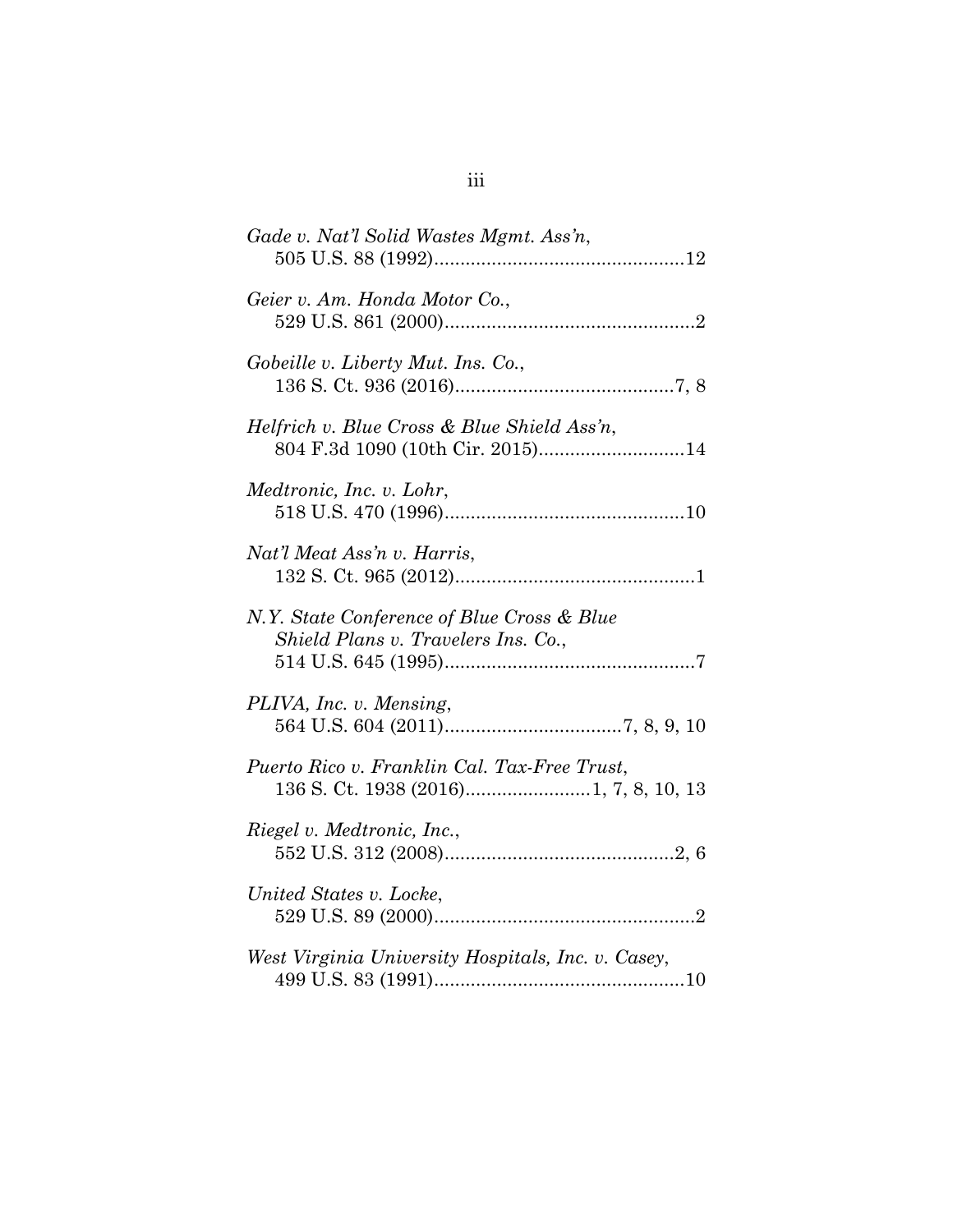*Gade v. Nat'l Solid Wastes Mgmt. Ass'n*,
505 U.S. 88 (1992)................................................12

*Geier v. Am. Honda Motor Co.*,
529 U.S. 861 (2000)................................................2

*Gobeille v. Liberty Mut. Ins. Co.*,
136 S. Ct. 936 (2016)..........................................7, 8

*Helfrich v. Blue Cross & Blue Shield Ass'n*,
804 F.3d 1090 (10th Cir. 2015)...........................14

*Medtronic, Inc. v. Lohr*,
518 U.S. 470 (1996)..............................................10

*Nat'l Meat Ass'n v. Harris*,
132 S. Ct. 965 (2012)..............................................1

*N.Y. State Conference of Blue Cross & Blue Shield Plans v. Travelers Ins. Co.*,
514 U.S. 645 (1995)................................................7

*PLIVA, Inc. v. Mensing*,
564 U.S. 604 (2011)..................................7, 8, 9, 10

*Puerto Rico v. Franklin Cal. Tax-Free Trust*,
136 S. Ct. 1938 (2016)........................1, 7, 8, 10, 13

*Riegel v. Medtronic, Inc.*,
552 U.S. 312 (2008)............................................2, 6

*United States v. Locke*,
529 U.S. 89 (2000)..................................................2

*West Virginia University Hospitals, Inc. v. Casey*,
499 U.S. 83 (1991)................................................10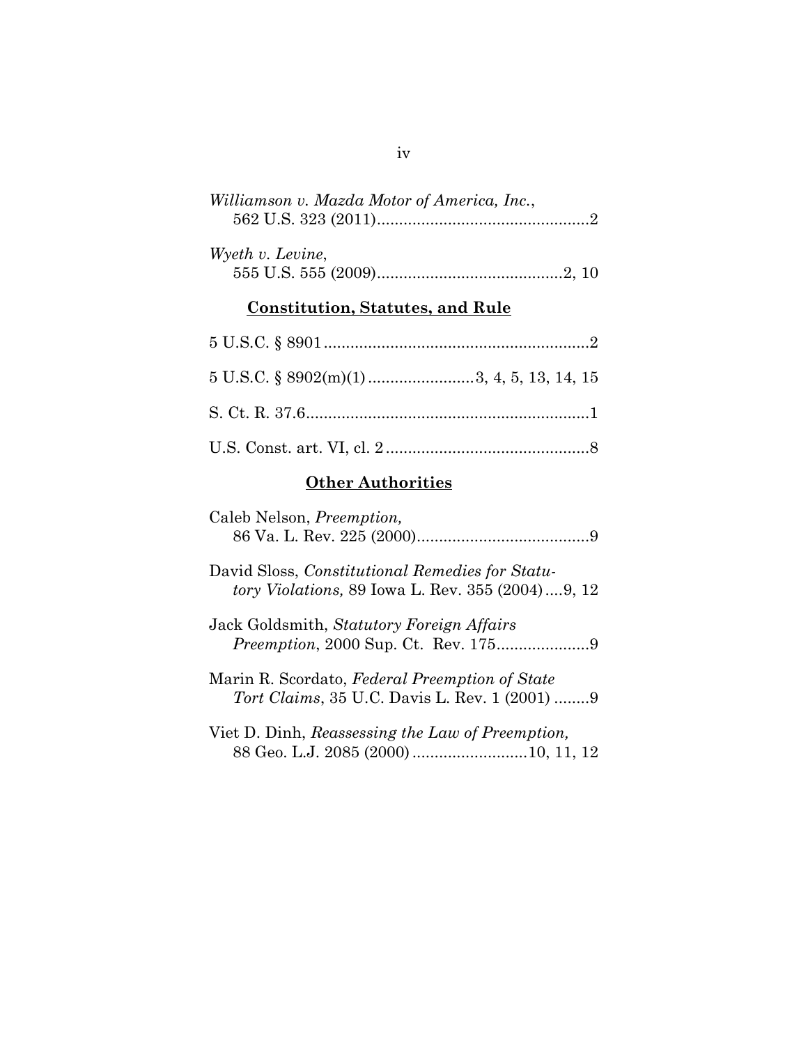*Williamson v. Mazda Motor of America, Inc.*,
562 U.S. 323 (2011)................................................2

*Wyeth v. Levine*,
555 U.S. 555 (2009)..........................................2, 10

## **Constitution, Statutes, and Rule**

5 U.S.C. § 8901............................................................2

5 U.S.C. § 8902(m)(1)........................3, 4, 5, 13, 14, 15

S. Ct. R. 37.6................................................................1

U.S. Const. art. VI, cl. 2..............................................8

## **Other Authorities**

Caleb Nelson, *Preemption,*
86 Va. L. Rev. 225 (2000).......................................9

David Sloss, *Constitutional Remedies for Statutory Violations,* 89 Iowa L. Rev. 355 (2004)....9, 12

Jack Goldsmith, *Statutory Foreign Affairs Preemption*, 2000 Sup. Ct. Rev. 175.....................9

Marin R. Scordato, *Federal Preemption of State Tort Claims*, 35 U.C. Davis L. Rev. 1 (2001) ........9

Viet D. Dinh, *Reassessing the Law of Preemption,*
88 Geo. L.J. 2085 (2000)..........................10, 11, 12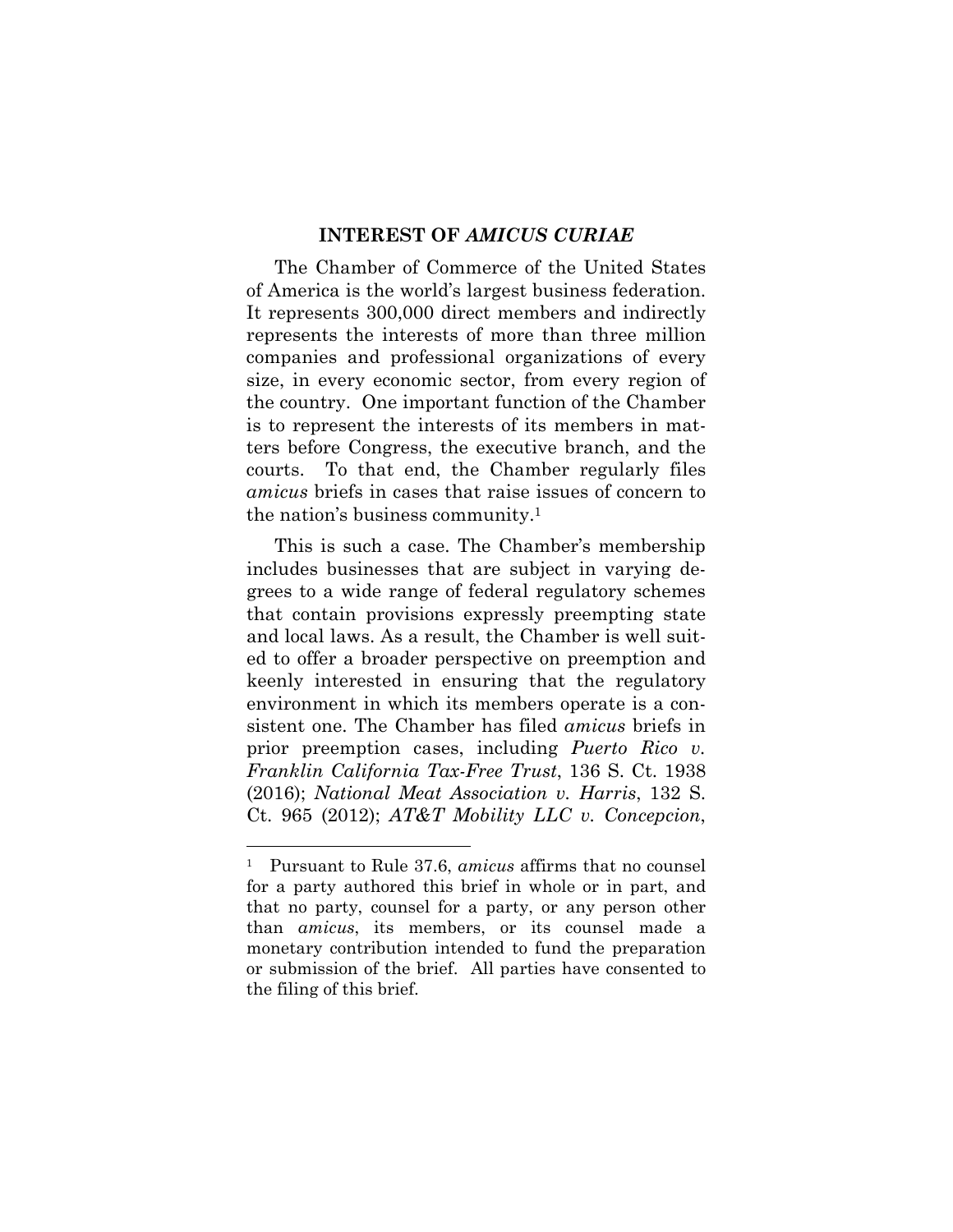## INTEREST OF *AMICUS CURIAE*

The Chamber of Commerce of the United States of America is the world's largest business federation. It represents 300,000 direct members and indirectly represents the interests of more than three million companies and professional organizations of every size, in every economic sector, from every region of the country. One important function of the Chamber is to represent the interests of its members in matters before Congress, the executive branch, and the courts. To that end, the Chamber regularly files *amicus* briefs in cases that raise issues of concern to the nation's business community.[1]

This is such a case. The Chamber's membership includes businesses that are subject in varying degrees to a wide range of federal regulatory schemes that contain provisions expressly preempting state and local laws. As a result, the Chamber is well suited to offer a broader perspective on preemption and keenly interested in ensuring that the regulatory environment in which its members operate is a consistent one. The Chamber has filed *amicus* briefs in prior preemption cases, including *Puerto Rico v. Franklin California Tax-Free Trust*, 136 S. Ct. 1938 (2016); *National Meat Association v. Harris*, 132 S. Ct. 965 (2012); *AT&T Mobility LLC v. Concepcion*,

---

[1] Pursuant to Rule 37.6, *amicus* affirms that no counsel for a party authored this brief in whole or in part, and that no party, counsel for a party, or any person other than *amicus*, its members, or its counsel made a monetary contribution intended to fund the preparation or submission of the brief. All parties have consented to the filing of this brief.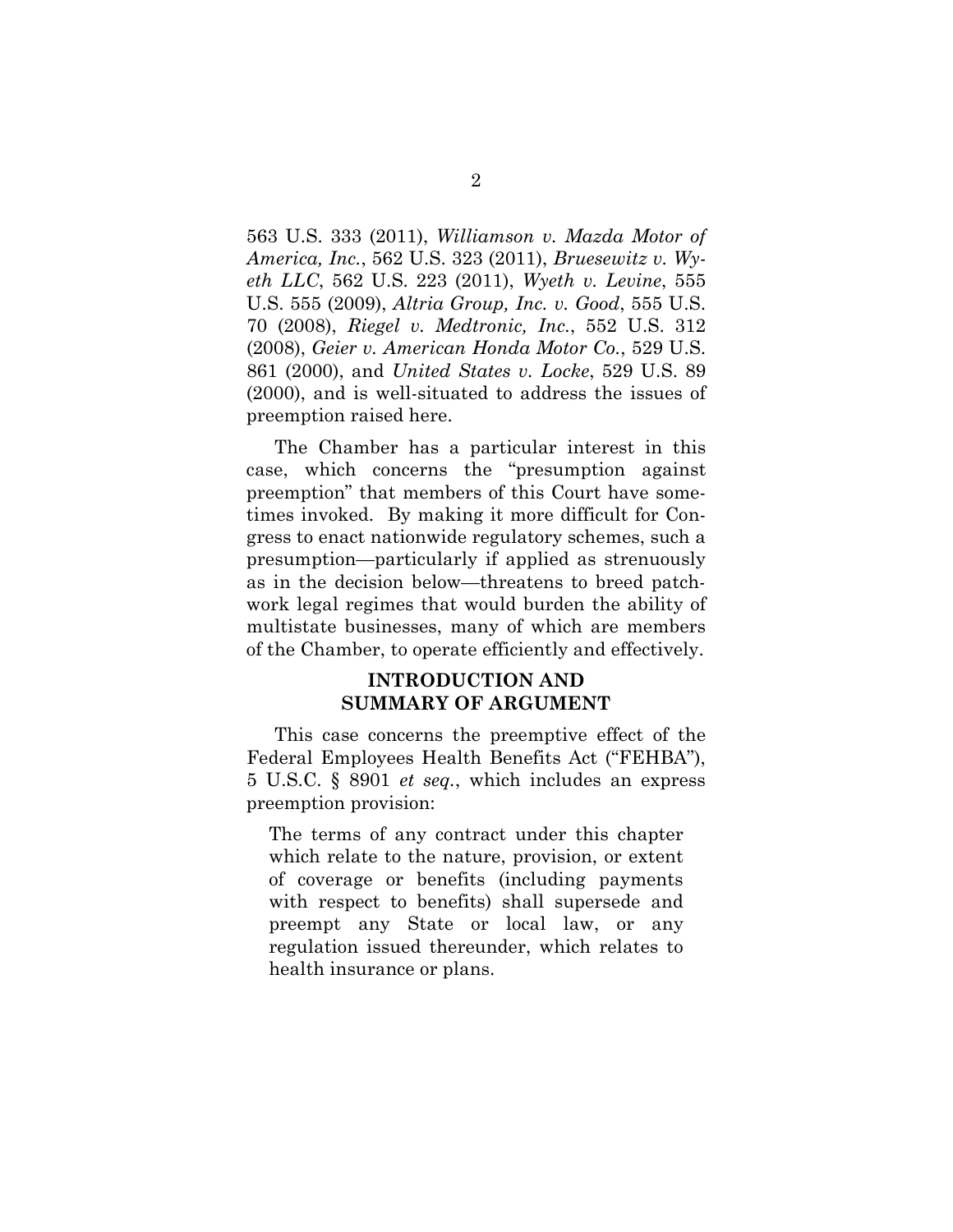563 U.S. 333 (2011), *Williamson v. Mazda Motor of America, Inc.*, 562 U.S. 323 (2011), *Bruesewitz v. Wyeth LLC*, 562 U.S. 223 (2011), *Wyeth v. Levine*, 555 U.S. 555 (2009), *Altria Group, Inc. v. Good*, 555 U.S. 70 (2008), *Riegel v. Medtronic, Inc.*, 552 U.S. 312 (2008), *Geier v. American Honda Motor Co.*, 529 U.S. 861 (2000), and *United States v. Locke*, 529 U.S. 89 (2000), and is well-situated to address the issues of preemption raised here.

The Chamber has a particular interest in this case, which concerns the "presumption against preemption" that members of this Court have sometimes invoked. By making it more difficult for Congress to enact nationwide regulatory schemes, such a presumption—particularly if applied as strenuously as in the decision below—threatens to breed patchwork legal regimes that would burden the ability of multistate businesses, many of which are members of the Chamber, to operate efficiently and effectively.

## INTRODUCTION AND SUMMARY OF ARGUMENT

This case concerns the preemptive effect of the Federal Employees Health Benefits Act ("FEHBA"), 5 U.S.C. § 8901 *et seq.*, which includes an express preemption provision:

> The terms of any contract under this chapter which relate to the nature, provision, or extent of coverage or benefits (including payments with respect to benefits) shall supersede and preempt any State or local law, or any regulation issued thereunder, which relates to health insurance or plans.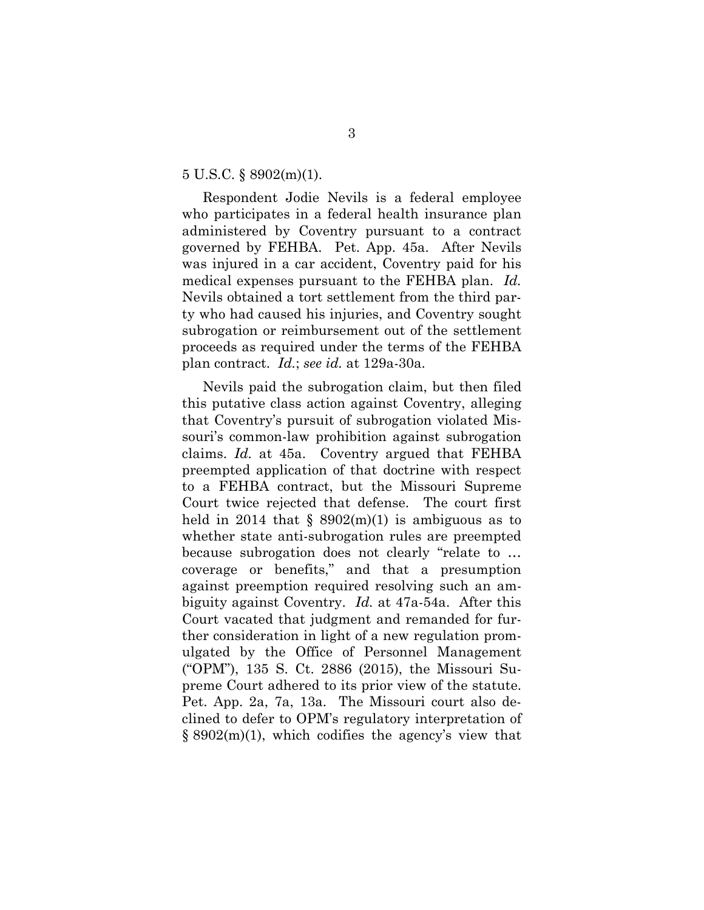5 U.S.C. § 8902(m)(1).

Respondent Jodie Nevils is a federal employee who participates in a federal health insurance plan administered by Coventry pursuant to a contract governed by FEHBA. Pet. App. 45a. After Nevils was injured in a car accident, Coventry paid for his medical expenses pursuant to the FEHBA plan. *Id.* Nevils obtained a tort settlement from the third party who had caused his injuries, and Coventry sought subrogation or reimbursement out of the settlement proceeds as required under the terms of the FEHBA plan contract. *Id.*; *see id.* at 129a-30a.

Nevils paid the subrogation claim, but then filed this putative class action against Coventry, alleging that Coventry's pursuit of subrogation violated Missouri's common-law prohibition against subrogation claims. *Id.* at 45a. Coventry argued that FEHBA preempted application of that doctrine with respect to a FEHBA contract, but the Missouri Supreme Court twice rejected that defense. The court first held in 2014 that § 8902(m)(1) is ambiguous as to whether state anti-subrogation rules are preempted because subrogation does not clearly "relate to … coverage or benefits," and that a presumption against preemption required resolving such an ambiguity against Coventry. *Id.* at 47a-54a. After this Court vacated that judgment and remanded for further consideration in light of a new regulation promulgated by the Office of Personnel Management ("OPM"), 135 S. Ct. 2886 (2015), the Missouri Supreme Court adhered to its prior view of the statute. Pet. App. 2a, 7a, 13a. The Missouri court also declined to defer to OPM's regulatory interpretation of § 8902(m)(1), which codifies the agency's view that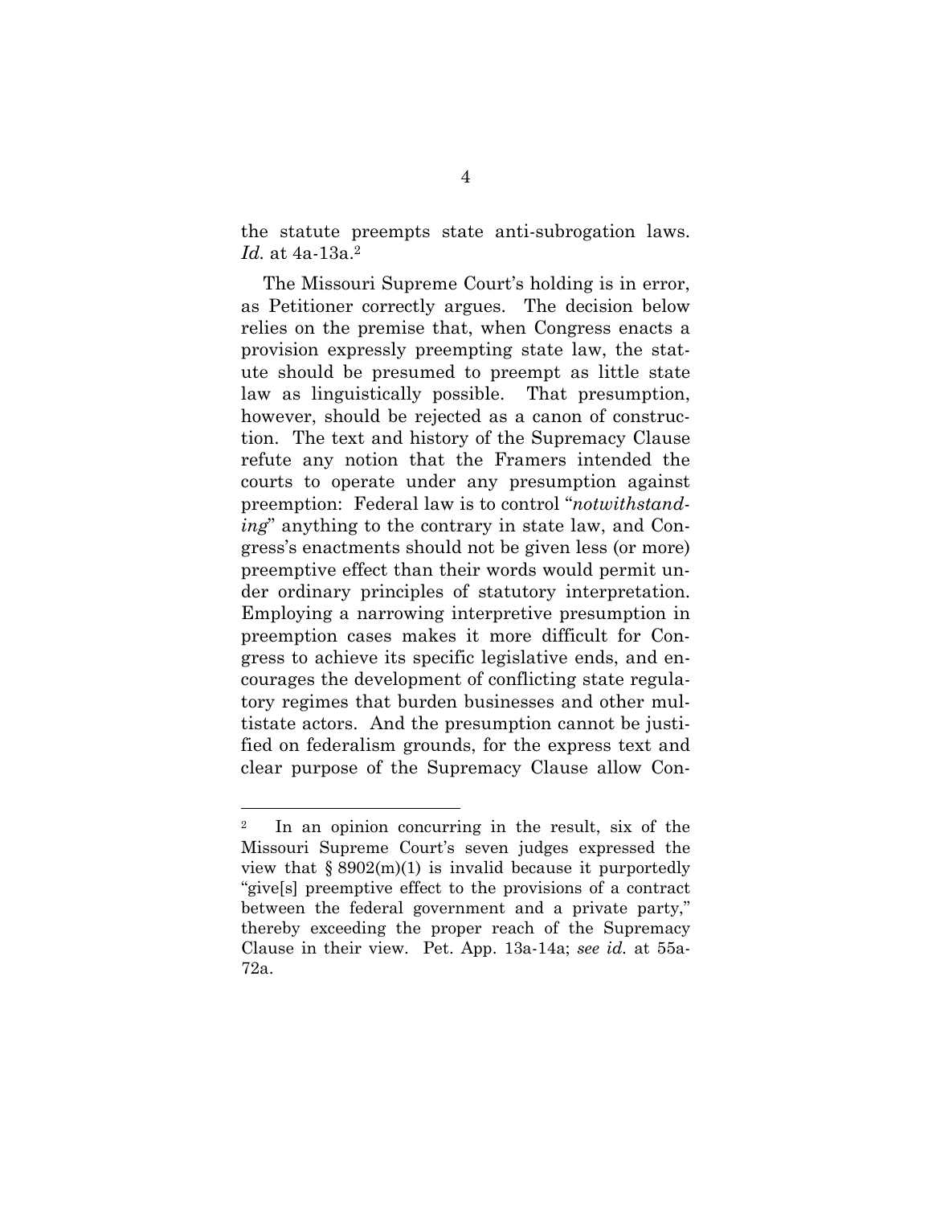the statute preempts state anti-subrogation laws. *Id.* at 4a-13a.[2]

The Missouri Supreme Court's holding is in error, as Petitioner correctly argues. The decision below relies on the premise that, when Congress enacts a provision expressly preempting state law, the statute should be presumed to preempt as little state law as linguistically possible. That presumption, however, should be rejected as a canon of construction. The text and history of the Supremacy Clause refute any notion that the Framers intended the courts to operate under any presumption against preemption: Federal law is to control "*notwithstanding*" anything to the contrary in state law, and Congress's enactments should not be given less (or more) preemptive effect than their words would permit under ordinary principles of statutory interpretation. Employing a narrowing interpretive presumption in preemption cases makes it more difficult for Congress to achieve its specific legislative ends, and encourages the development of conflicting state regulatory regimes that burden businesses and other multistate actors. And the presumption cannot be justified on federalism grounds, for the express text and clear purpose of the Supremacy Clause allow Con-

---

[2] In an opinion concurring in the result, six of the Missouri Supreme Court's seven judges expressed the view that § 8902(m)(1) is invalid because it purportedly "give[s] preemptive effect to the provisions of a contract between the federal government and a private party," thereby exceeding the proper reach of the Supremacy Clause in their view. Pet. App. 13a-14a; *see id.* at 55a-72a.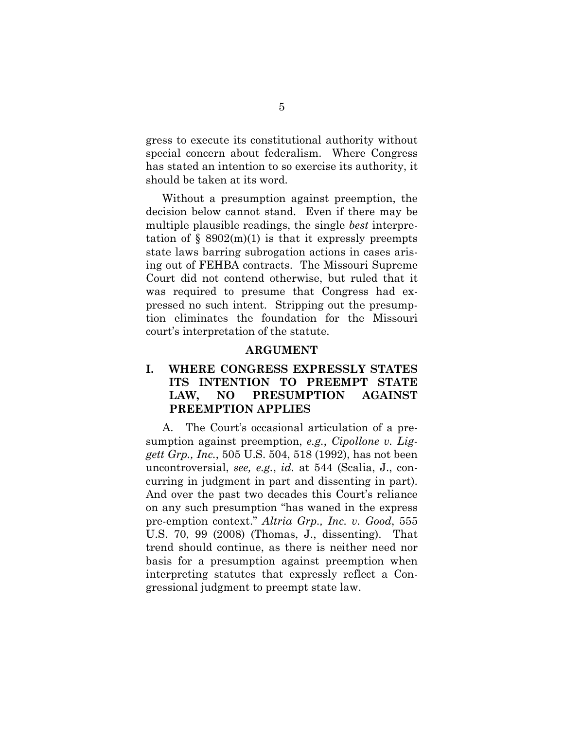gress to execute its constitutional authority without special concern about federalism. Where Congress has stated an intention to so exercise its authority, it should be taken at its word.

Without a presumption against preemption, the decision below cannot stand. Even if there may be multiple plausible readings, the single *best* interpretation of § 8902(m)(1) is that it expressly preempts state laws barring subrogation actions in cases arising out of FEHBA contracts. The Missouri Supreme Court did not contend otherwise, but ruled that it was required to presume that Congress had expressed no such intent. Stripping out the presumption eliminates the foundation for the Missouri court's interpretation of the statute.

## ARGUMENT

### I. WHERE CONGRESS EXPRESSLY STATES ITS INTENTION TO PREEMPT STATE LAW, NO PRESUMPTION AGAINST PREEMPTION APPLIES

A. The Court's occasional articulation of a presumption against preemption, *e.g.*, *Cipollone v. Liggett Grp., Inc.*, 505 U.S. 504, 518 (1992), has not been uncontroversial, *see, e.g.*, *id.* at 544 (Scalia, J., concurring in judgment in part and dissenting in part). And over the past two decades this Court's reliance on any such presumption "has waned in the express pre-emption context." *Altria Grp., Inc. v. Good*, 555 U.S. 70, 99 (2008) (Thomas, J., dissenting). That trend should continue, as there is neither need nor basis for a presumption against preemption when interpreting statutes that expressly reflect a Congressional judgment to preempt state law.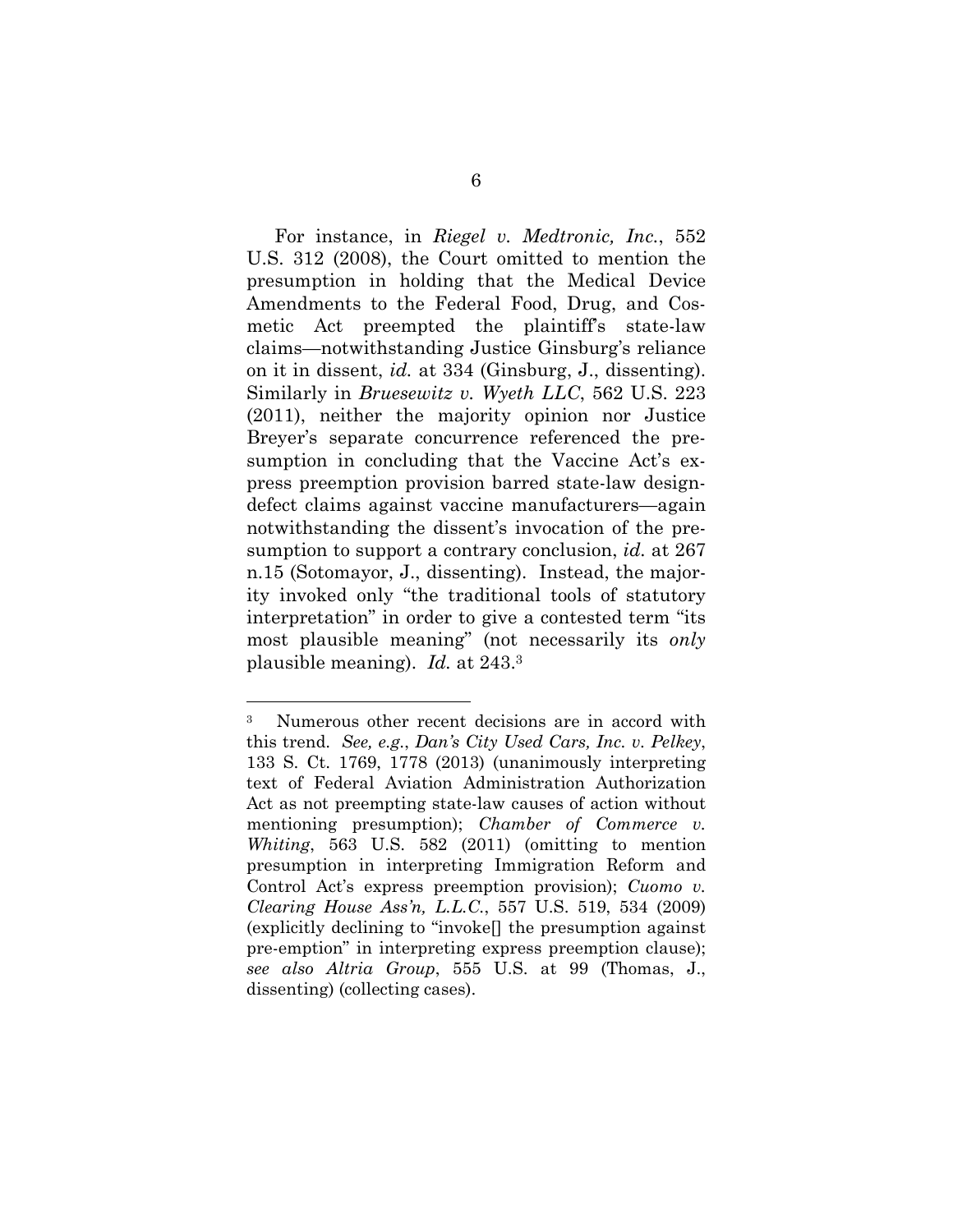For instance, in *Riegel v. Medtronic, Inc.*, 552 U.S. 312 (2008), the Court omitted to mention the presumption in holding that the Medical Device Amendments to the Federal Food, Drug, and Cosmetic Act preempted the plaintiff's state-law claims—notwithstanding Justice Ginsburg's reliance on it in dissent, *id.* at 334 (Ginsburg, J., dissenting). Similarly in *Bruesewitz v. Wyeth LLC*, 562 U.S. 223 (2011), neither the majority opinion nor Justice Breyer's separate concurrence referenced the presumption in concluding that the Vaccine Act's express preemption provision barred state-law design-defect claims against vaccine manufacturers—again notwithstanding the dissent's invocation of the presumption to support a contrary conclusion, *id.* at 267 n.15 (Sotomayor, J., dissenting). Instead, the majority invoked only "the traditional tools of statutory interpretation" in order to give a contested term "its most plausible meaning" (not necessarily its *only* plausible meaning). *Id.* at 243.[3]

---

[3] Numerous other recent decisions are in accord with this trend. *See, e.g.*, *Dan's City Used Cars, Inc. v. Pelkey*, 133 S. Ct. 1769, 1778 (2013) (unanimously interpreting text of Federal Aviation Administration Authorization Act as not preempting state-law causes of action without mentioning presumption); *Chamber of Commerce v. Whiting*, 563 U.S. 582 (2011) (omitting to mention presumption in interpreting Immigration Reform and Control Act's express preemption provision); *Cuomo v. Clearing House Ass'n, L.L.C.*, 557 U.S. 519, 534 (2009) (explicitly declining to "invoke[] the presumption against pre-emption" in interpreting express preemption clause); *see also Altria Group*, 555 U.S. at 99 (Thomas, J., dissenting) (collecting cases).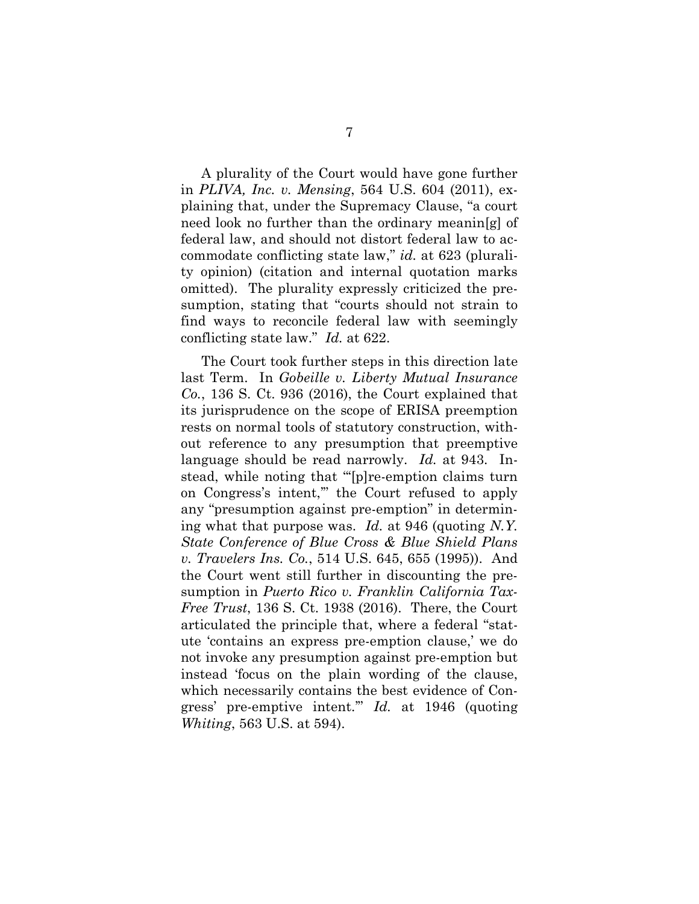A plurality of the Court would have gone further in *PLIVA, Inc. v. Mensing*, 564 U.S. 604 (2011), explaining that, under the Supremacy Clause, "a court need look no further than the ordinary meanin[g] of federal law, and should not distort federal law to accommodate conflicting state law," *id.* at 623 (plurality opinion) (citation and internal quotation marks omitted). The plurality expressly criticized the presumption, stating that "courts should not strain to find ways to reconcile federal law with seemingly conflicting state law." *Id.* at 622.

The Court took further steps in this direction late last Term. In *Gobeille v. Liberty Mutual Insurance Co.*, 136 S. Ct. 936 (2016), the Court explained that its jurisprudence on the scope of ERISA preemption rests on normal tools of statutory construction, without reference to any presumption that preemptive language should be read narrowly. *Id.* at 943. Instead, while noting that "'[p]re-emption claims turn on Congress's intent,'" the Court refused to apply any "presumption against pre-emption" in determining what that purpose was. *Id.* at 946 (quoting *N.Y. State Conference of Blue Cross & Blue Shield Plans v. Travelers Ins. Co.*, 514 U.S. 645, 655 (1995)). And the Court went still further in discounting the presumption in *Puerto Rico v. Franklin California Tax-Free Trust*, 136 S. Ct. 1938 (2016). There, the Court articulated the principle that, where a federal "statute 'contains an express pre-emption clause,' we do not invoke any presumption against pre-emption but instead 'focus on the plain wording of the clause, which necessarily contains the best evidence of Congress' pre-emptive intent.'" *Id.* at 1946 (quoting *Whiting*, 563 U.S. at 594).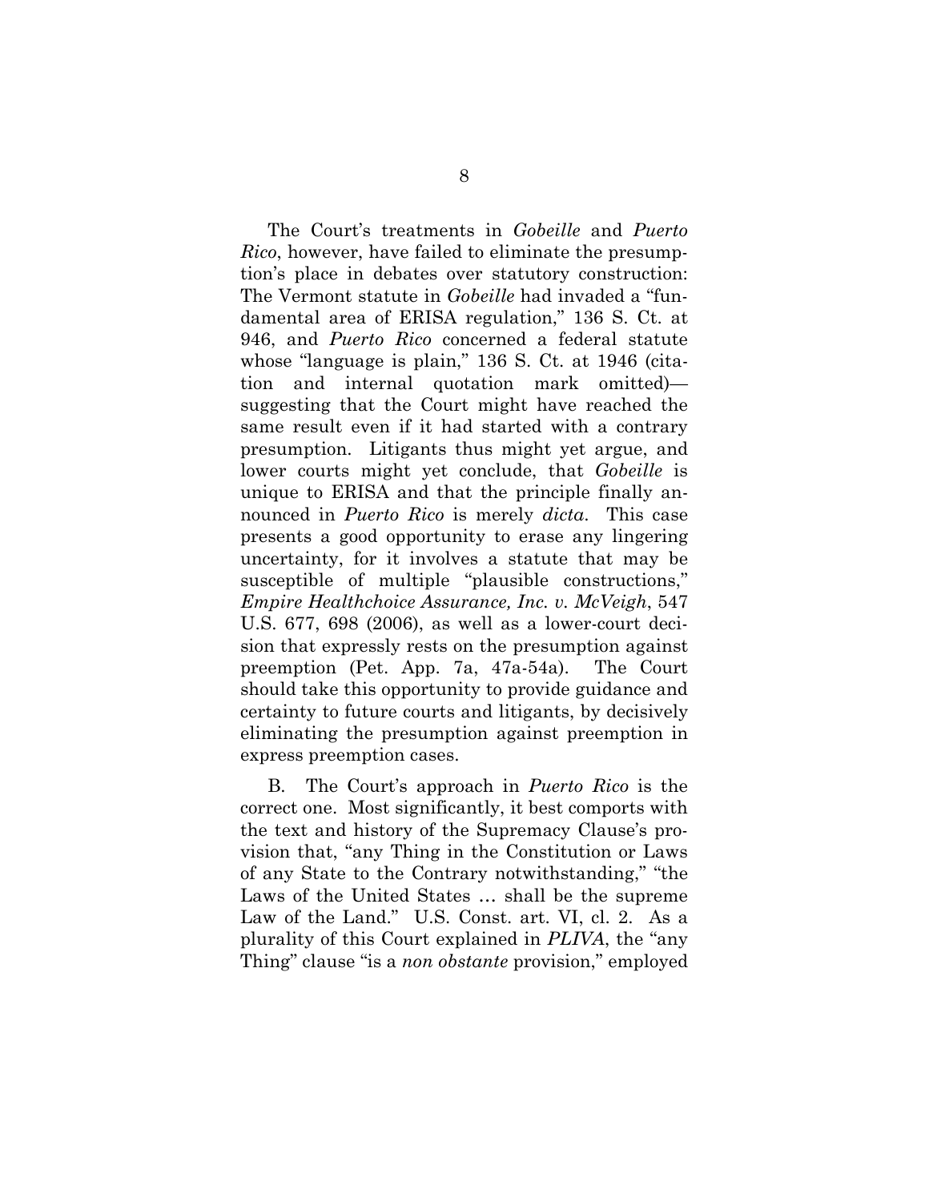The Court's treatments in *Gobeille* and *Puerto Rico*, however, have failed to eliminate the presumption's place in debates over statutory construction: The Vermont statute in *Gobeille* had invaded a "fundamental area of ERISA regulation," 136 S. Ct. at 946, and *Puerto Rico* concerned a federal statute whose "language is plain," 136 S. Ct. at 1946 (citation and internal quotation mark omitted)—suggesting that the Court might have reached the same result even if it had started with a contrary presumption. Litigants thus might yet argue, and lower courts might yet conclude, that *Gobeille* is unique to ERISA and that the principle finally announced in *Puerto Rico* is merely *dicta*. This case presents a good opportunity to erase any lingering uncertainty, for it involves a statute that may be susceptible of multiple "plausible constructions," *Empire Healthchoice Assurance, Inc. v. McVeigh*, 547 U.S. 677, 698 (2006), as well as a lower-court decision that expressly rests on the presumption against preemption (Pet. App. 7a, 47a-54a). The Court should take this opportunity to provide guidance and certainty to future courts and litigants, by decisively eliminating the presumption against preemption in express preemption cases.

B. The Court's approach in *Puerto Rico* is the correct one. Most significantly, it best comports with the text and history of the Supremacy Clause's provision that, "any Thing in the Constitution or Laws of any State to the Contrary notwithstanding," "the Laws of the United States … shall be the supreme Law of the Land." U.S. Const. art. VI, cl. 2. As a plurality of this Court explained in *PLIVA*, the "any Thing" clause "is a *non obstante* provision," employed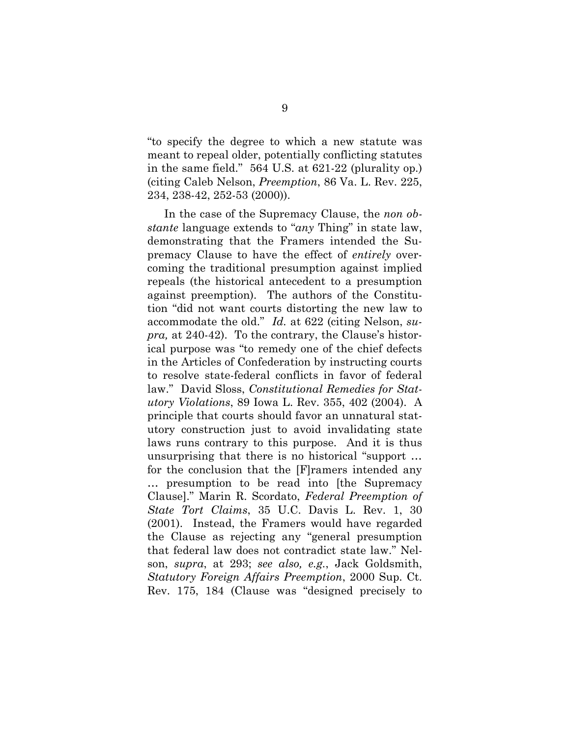"to specify the degree to which a new statute was meant to repeal older, potentially conflicting statutes in the same field." 564 U.S. at 621-22 (plurality op.) (citing Caleb Nelson, *Preemption*, 86 Va. L. Rev. 225, 234, 238-42, 252-53 (2000)).

In the case of the Supremacy Clause, the *non obstante* language extends to "*any* Thing" in state law, demonstrating that the Framers intended the Supremacy Clause to have the effect of *entirely* overcoming the traditional presumption against implied repeals (the historical antecedent to a presumption against preemption). The authors of the Constitution "did not want courts distorting the new law to accommodate the old." *Id.* at 622 (citing Nelson, *supra,* at 240-42). To the contrary, the Clause's historical purpose was "to remedy one of the chief defects in the Articles of Confederation by instructing courts to resolve state-federal conflicts in favor of federal law." David Sloss, *Constitutional Remedies for Statutory Violations*, 89 Iowa L. Rev. 355, 402 (2004). A principle that courts should favor an unnatural statutory construction just to avoid invalidating state laws runs contrary to this purpose. And it is thus unsurprising that there is no historical "support … for the conclusion that the [F]ramers intended any … presumption to be read into [the Supremacy Clause]." Marin R. Scordato, *Federal Preemption of State Tort Claims*, 35 U.C. Davis L. Rev. 1, 30 (2001). Instead, the Framers would have regarded the Clause as rejecting any "general presumption that federal law does not contradict state law." Nelson, *supra*, at 293; *see also, e.g.*, Jack Goldsmith, *Statutory Foreign Affairs Preemption*, 2000 Sup. Ct. Rev. 175, 184 (Clause was "designed precisely to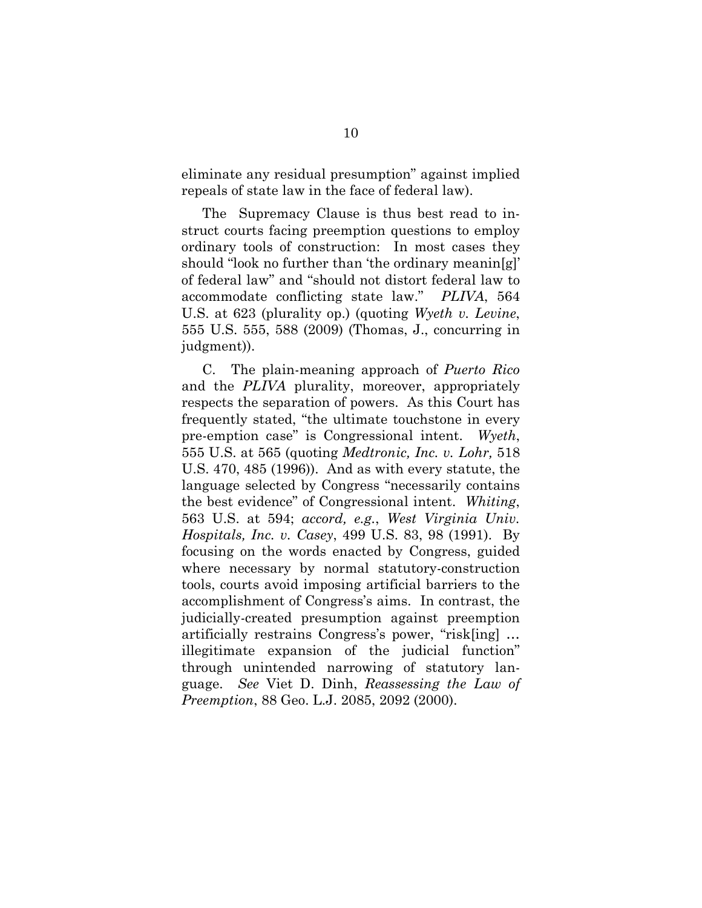eliminate any residual presumption" against implied repeals of state law in the face of federal law).

The Supremacy Clause is thus best read to instruct courts facing preemption questions to employ ordinary tools of construction: In most cases they should "look no further than 'the ordinary meanin[g]' of federal law" and "should not distort federal law to accommodate conflicting state law." *PLIVA*, 564 U.S. at 623 (plurality op.) (quoting *Wyeth v. Levine*, 555 U.S. 555, 588 (2009) (Thomas, J., concurring in judgment)).

C. The plain-meaning approach of *Puerto Rico* and the *PLIVA* plurality, moreover, appropriately respects the separation of powers. As this Court has frequently stated, "the ultimate touchstone in every pre-emption case" is Congressional intent. *Wyeth*, 555 U.S. at 565 (quoting *Medtronic, Inc. v. Lohr,* 518 U.S. 470, 485 (1996)). And as with every statute, the language selected by Congress "necessarily contains the best evidence" of Congressional intent. *Whiting*, 563 U.S. at 594; *accord, e.g.*, *West Virginia Univ. Hospitals, Inc. v. Casey*, 499 U.S. 83, 98 (1991). By focusing on the words enacted by Congress, guided where necessary by normal statutory-construction tools, courts avoid imposing artificial barriers to the accomplishment of Congress's aims. In contrast, the judicially-created presumption against preemption artificially restrains Congress's power, "risk[ing] … illegitimate expansion of the judicial function" through unintended narrowing of statutory language. *See* Viet D. Dinh, *Reassessing the Law of Preemption*, 88 Geo. L.J. 2085, 2092 (2000).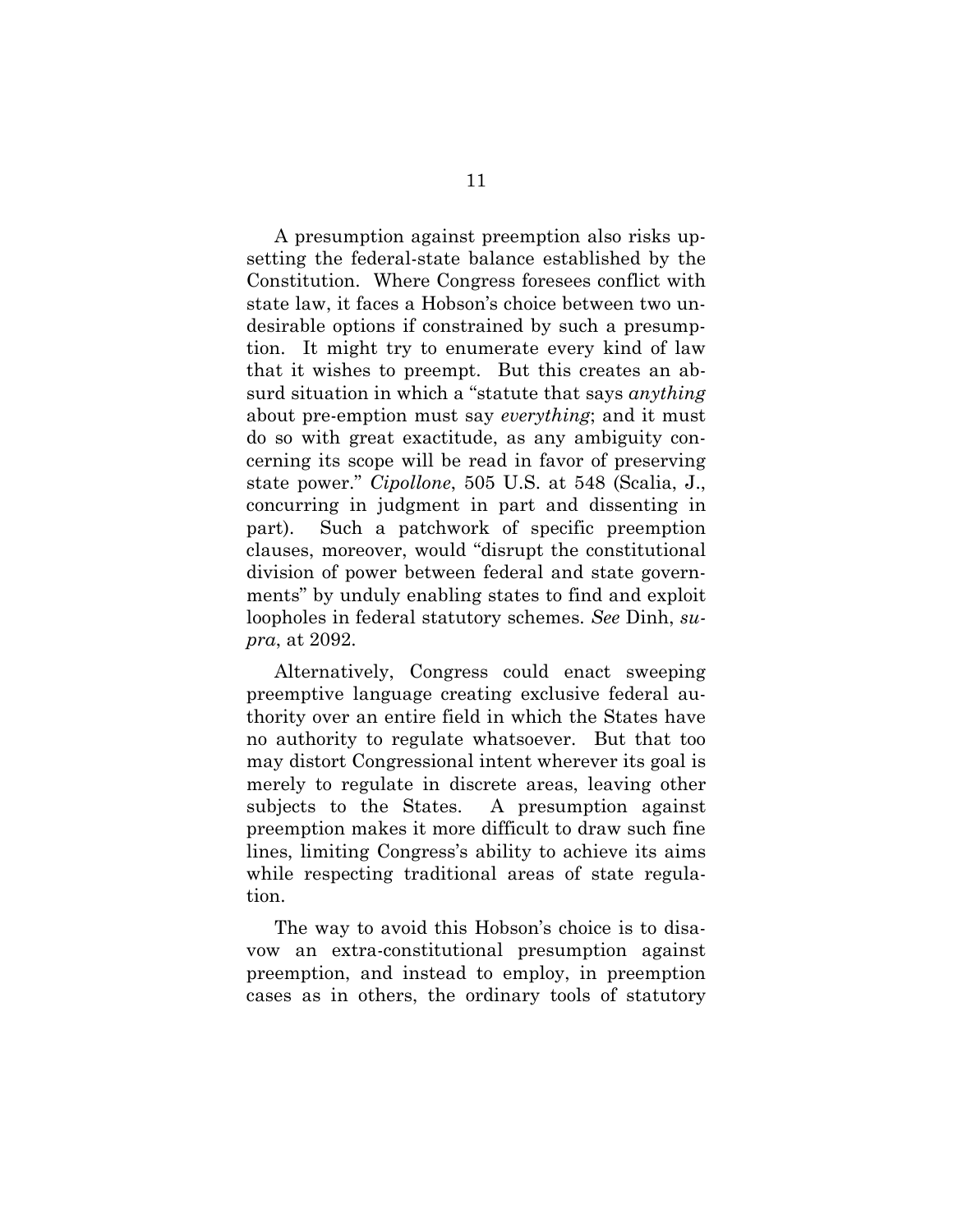A presumption against preemption also risks upsetting the federal-state balance established by the Constitution. Where Congress foresees conflict with state law, it faces a Hobson's choice between two undesirable options if constrained by such a presumption. It might try to enumerate every kind of law that it wishes to preempt. But this creates an absurd situation in which a "statute that says *anything* about pre-emption must say *everything*; and it must do so with great exactitude, as any ambiguity concerning its scope will be read in favor of preserving state power." *Cipollone*, 505 U.S. at 548 (Scalia, J., concurring in judgment in part and dissenting in part). Such a patchwork of specific preemption clauses, moreover, would "disrupt the constitutional division of power between federal and state governments" by unduly enabling states to find and exploit loopholes in federal statutory schemes. *See* Dinh, *supra*, at 2092.

Alternatively, Congress could enact sweeping preemptive language creating exclusive federal authority over an entire field in which the States have no authority to regulate whatsoever. But that too may distort Congressional intent wherever its goal is merely to regulate in discrete areas, leaving other subjects to the States. A presumption against preemption makes it more difficult to draw such fine lines, limiting Congress's ability to achieve its aims while respecting traditional areas of state regulation.

The way to avoid this Hobson's choice is to disavow an extra-constitutional presumption against preemption, and instead to employ, in preemption cases as in others, the ordinary tools of statutory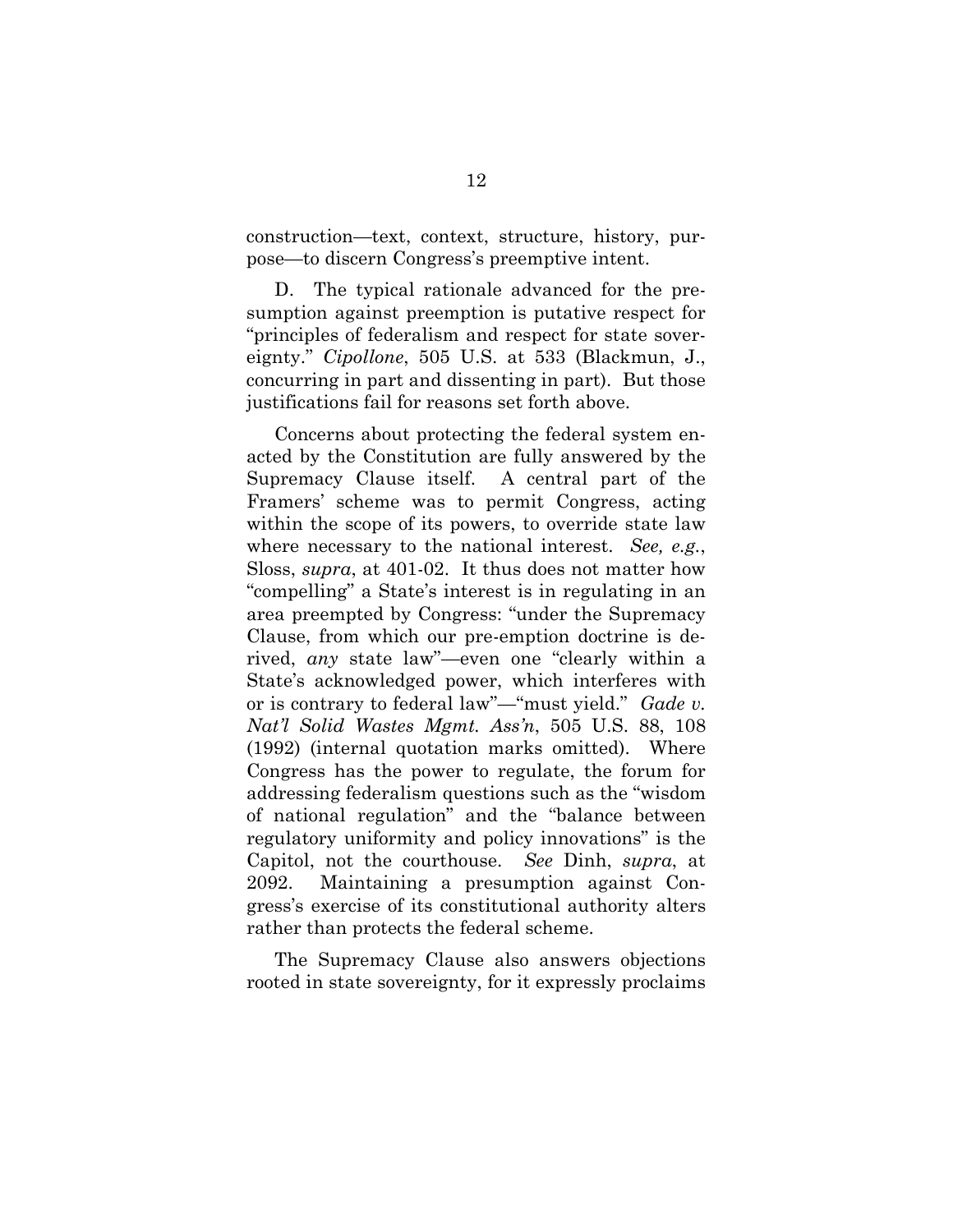construction—text, context, structure, history, purpose—to discern Congress's preemptive intent.

D. The typical rationale advanced for the presumption against preemption is putative respect for "principles of federalism and respect for state sovereignty." *Cipollone*, 505 U.S. at 533 (Blackmun, J., concurring in part and dissenting in part). But those justifications fail for reasons set forth above.

Concerns about protecting the federal system enacted by the Constitution are fully answered by the Supremacy Clause itself. A central part of the Framers' scheme was to permit Congress, acting within the scope of its powers, to override state law where necessary to the national interest. *See, e.g.*, Sloss, *supra*, at 401-02. It thus does not matter how "compelling" a State's interest is in regulating in an area preempted by Congress: "under the Supremacy Clause, from which our pre-emption doctrine is derived, *any* state law"—even one "clearly within a State's acknowledged power, which interferes with or is contrary to federal law"—"must yield." *Gade v. Nat'l Solid Wastes Mgmt. Ass'n*, 505 U.S. 88, 108 (1992) (internal quotation marks omitted). Where Congress has the power to regulate, the forum for addressing federalism questions such as the "wisdom of national regulation" and the "balance between regulatory uniformity and policy innovations" is the Capitol, not the courthouse. *See* Dinh, *supra*, at 2092. Maintaining a presumption against Congress's exercise of its constitutional authority alters rather than protects the federal scheme.

The Supremacy Clause also answers objections rooted in state sovereignty, for it expressly proclaims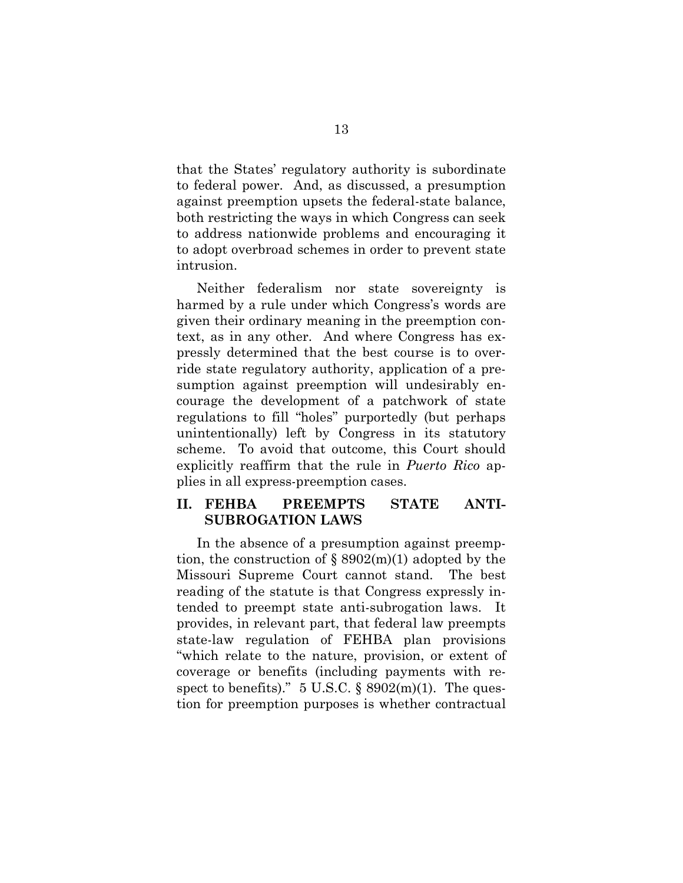that the States' regulatory authority is subordinate to federal power. And, as discussed, a presumption against preemption upsets the federal-state balance, both restricting the ways in which Congress can seek to address nationwide problems and encouraging it to adopt overbroad schemes in order to prevent state intrusion.

Neither federalism nor state sovereignty is harmed by a rule under which Congress's words are given their ordinary meaning in the preemption context, as in any other. And where Congress has expressly determined that the best course is to override state regulatory authority, application of a presumption against preemption will undesirably encourage the development of a patchwork of state regulations to fill "holes" purportedly (but perhaps unintentionally) left by Congress in its statutory scheme. To avoid that outcome, this Court should explicitly reaffirm that the rule in *Puerto Rico* applies in all express-preemption cases.

## II. FEHBA PREEMPTS STATE ANTI-SUBROGATION LAWS

In the absence of a presumption against preemption, the construction of § 8902(m)(1) adopted by the Missouri Supreme Court cannot stand. The best reading of the statute is that Congress expressly intended to preempt state anti-subrogation laws. It provides, in relevant part, that federal law preempts state-law regulation of FEHBA plan provisions "which relate to the nature, provision, or extent of coverage or benefits (including payments with respect to benefits)." 5 U.S.C. § 8902(m)(1). The question for preemption purposes is whether contractual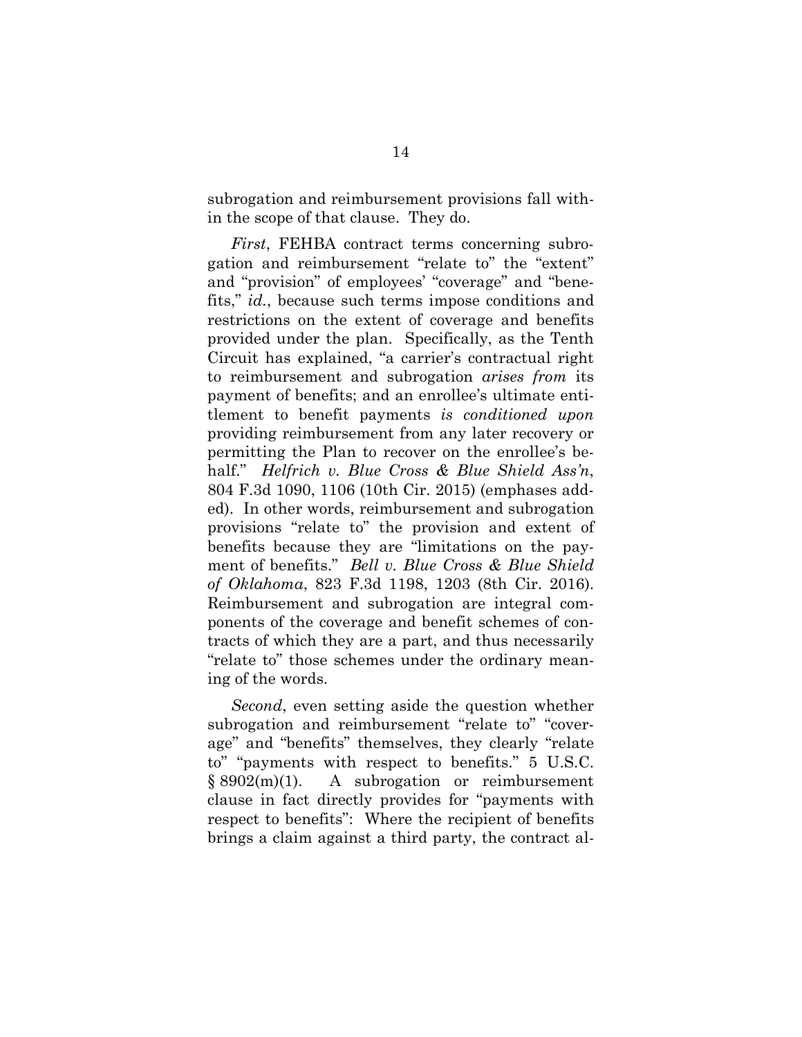subrogation and reimbursement provisions fall within the scope of that clause. They do.

*First*, FEHBA contract terms concerning subrogation and reimbursement "relate to" the "extent" and "provision" of employees' "coverage" and "benefits," *id.*, because such terms impose conditions and restrictions on the extent of coverage and benefits provided under the plan. Specifically, as the Tenth Circuit has explained, "a carrier's contractual right to reimbursement and subrogation *arises from* its payment of benefits; and an enrollee's ultimate entitlement to benefit payments *is conditioned upon* providing reimbursement from any later recovery or permitting the Plan to recover on the enrollee's behalf." *Helfrich v. Blue Cross & Blue Shield Ass'n*, 804 F.3d 1090, 1106 (10th Cir. 2015) (emphases added). In other words, reimbursement and subrogation provisions "relate to" the provision and extent of benefits because they are "limitations on the payment of benefits." *Bell v. Blue Cross & Blue Shield of Oklahoma*, 823 F.3d 1198, 1203 (8th Cir. 2016). Reimbursement and subrogation are integral components of the coverage and benefit schemes of contracts of which they are a part, and thus necessarily "relate to" those schemes under the ordinary meaning of the words.

*Second*, even setting aside the question whether subrogation and reimbursement "relate to" "coverage" and "benefits" themselves, they clearly "relate to" "payments with respect to benefits." 5 U.S.C. § 8902(m)(1). A subrogation or reimbursement clause in fact directly provides for "payments with respect to benefits": Where the recipient of benefits brings a claim against a third party, the contract al-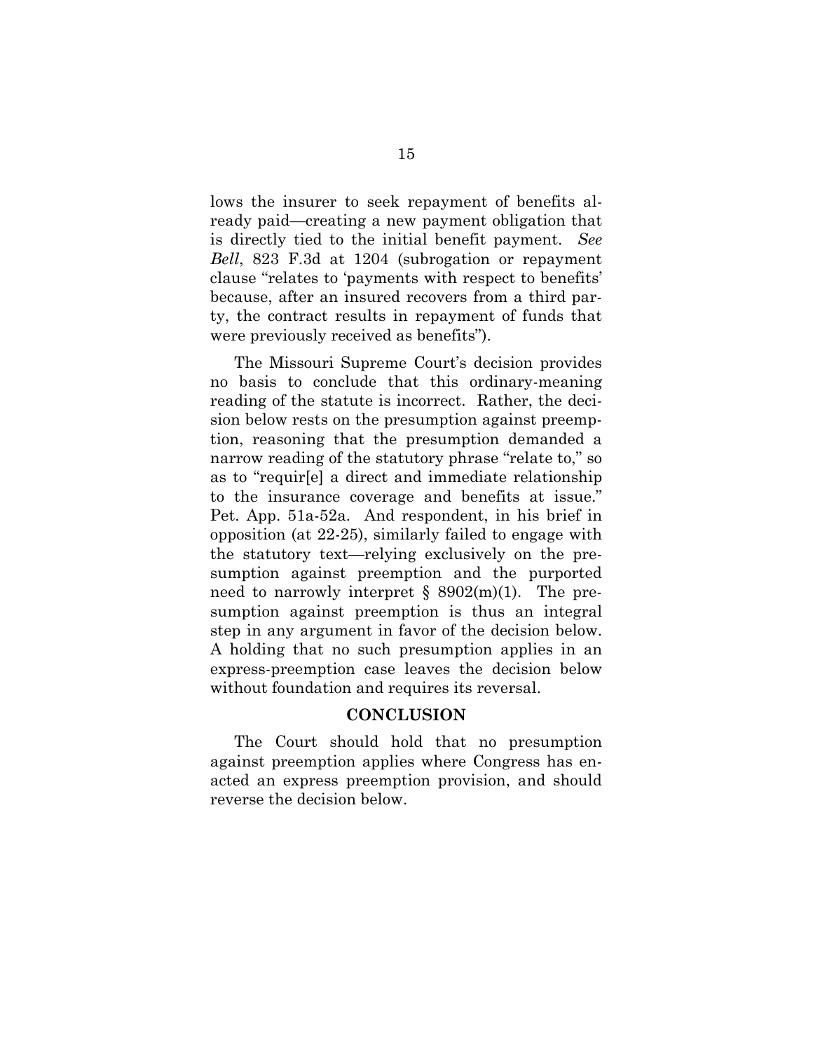lows the insurer to seek repayment of benefits already paid—creating a new payment obligation that is directly tied to the initial benefit payment. *See Bell*, 823 F.3d at 1204 (subrogation or repayment clause "relates to 'payments with respect to benefits' because, after an insured recovers from a third party, the contract results in repayment of funds that were previously received as benefits").

The Missouri Supreme Court's decision provides no basis to conclude that this ordinary-meaning reading of the statute is incorrect. Rather, the decision below rests on the presumption against preemption, reasoning that the presumption demanded a narrow reading of the statutory phrase "relate to," so as to "requir[e] a direct and immediate relationship to the insurance coverage and benefits at issue." Pet. App. 51a-52a. And respondent, in his brief in opposition (at 22-25), similarly failed to engage with the statutory text—relying exclusively on the presumption against preemption and the purported need to narrowly interpret § 8902(m)(1). The presumption against preemption is thus an integral step in any argument in favor of the decision below. A holding that no such presumption applies in an express-preemption case leaves the decision below without foundation and requires its reversal.

## CONCLUSION

The Court should hold that no presumption against preemption applies where Congress has enacted an express preemption provision, and should reverse the decision below.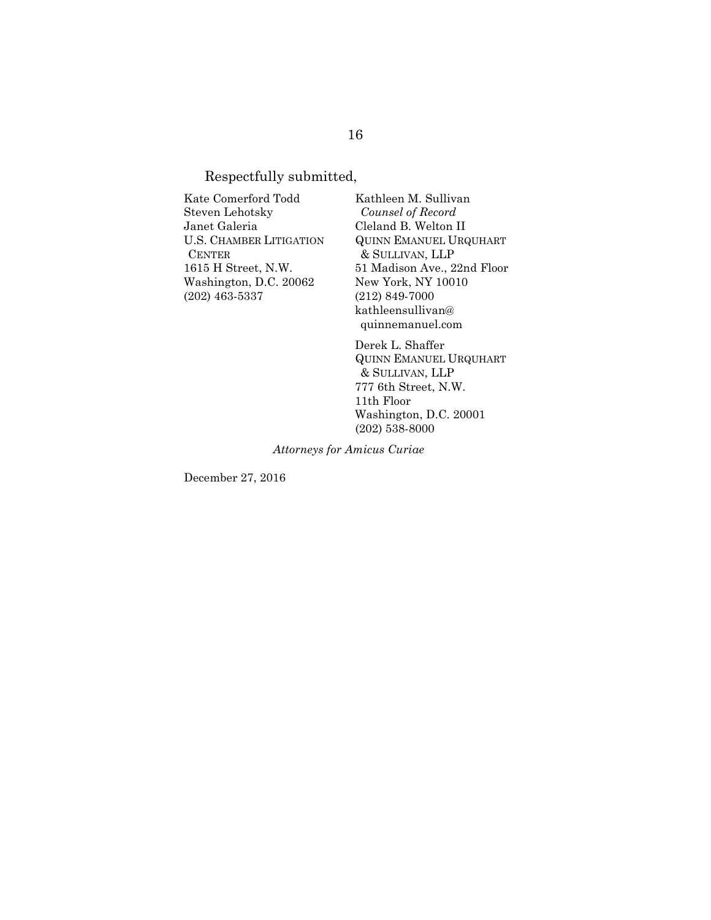Respectfully submitted,

Kate Comerford Todd
Steven Lehotsky
Janet Galeria
U.S. CHAMBER LITIGATION CENTER
1615 H Street, N.W.
Washington, D.C. 20062
(202) 463-5337

Kathleen M. Sullivan
*Counsel of Record*
Cleland B. Welton II
QUINN EMANUEL URQUHART & SULLIVAN, LLP
51 Madison Ave., 22nd Floor
New York, NY 10010
(212) 849-7000
kathleensullivan@quinnemanuel.com

Derek L. Shaffer
QUINN EMANUEL URQUHART & SULLIVAN, LLP
777 6th Street, N.W.
11th Floor
Washington, D.C. 20001
(202) 538-8000

*Attorneys for Amicus Curiae*

December 27, 2016